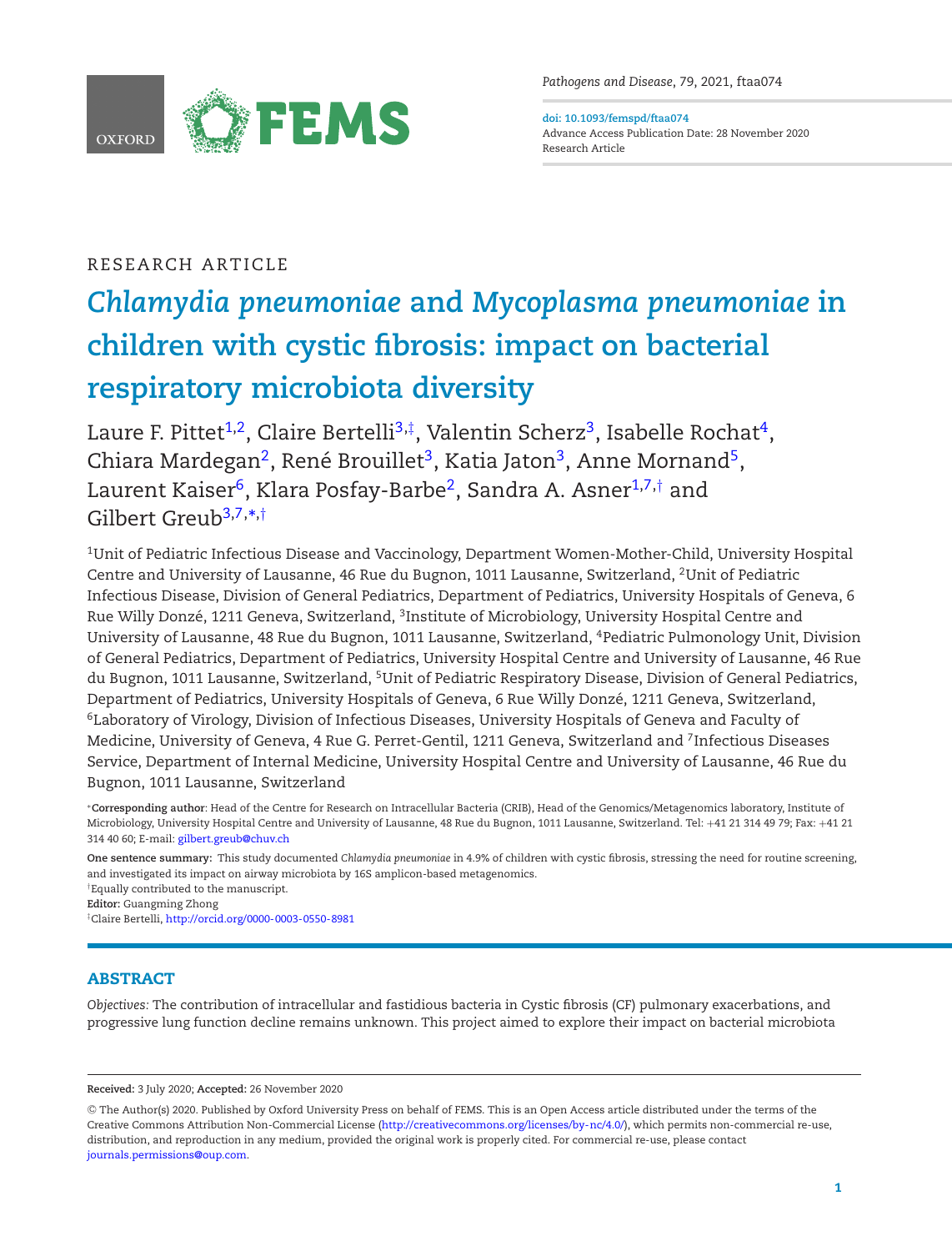RESEARCH ARTICLE

# *Chlamydia pneumoniae* and *Mycoplasma pneumoniae* in children with cystic fibrosis: impact on bacterial respiratory microbiota diversity

Laure F. Pittet[1,2], Claire Bertelli[3,‡], Valentin Scherz[3], Isabelle Rochat[4], Chiara Mardegan[2], René Brouillet[3], Katia Jaton[3], Anne Mornand[5], Laurent Kaiser[6], Klara Posfay-Barbe[2], Sandra A. Asner[1,7,†] and Gilbert Greub[3,7,*,†]

[1]Unit of Pediatric Infectious Disease and Vaccinology, Department Women-Mother-Child, University Hospital Centre and University of Lausanne, 46 Rue du Bugnon, 1011 Lausanne, Switzerland, [2]Unit of Pediatric Infectious Disease, Division of General Pediatrics, Department of Pediatrics, University Hospitals of Geneva, 6 Rue Willy Donzé, 1211 Geneva, Switzerland, [3]Institute of Microbiology, University Hospital Centre and University of Lausanne, 48 Rue du Bugnon, 1011 Lausanne, Switzerland, [4]Pediatric Pulmonology Unit, Division of General Pediatrics, Department of Pediatrics, University Hospital Centre and University of Lausanne, 46 Rue du Bugnon, 1011 Lausanne, Switzerland, [5]Unit of Pediatric Respiratory Disease, Division of General Pediatrics, Department of Pediatrics, University Hospitals of Geneva, 6 Rue Willy Donzé, 1211 Geneva, Switzerland, [6]Laboratory of Virology, Division of Infectious Diseases, University Hospitals of Geneva and Faculty of Medicine, University of Geneva, 4 Rue G. Perret-Gentil, 1211 Geneva, Switzerland and [7]Infectious Diseases Service, Department of Internal Medicine, University Hospital Centre and University of Lausanne, 46 Rue du Bugnon, 1011 Lausanne, Switzerland

*__Corresponding author__: Head of the Centre for Research on Intracellular Bacteria (CRIB), Head of the Genomics/Metagenomics laboratory, Institute of Microbiology, University Hospital Centre and University of Lausanne, 48 Rue du Bugnon, 1011 Lausanne, Switzerland. Tel: +41 21 314 49 79; Fax: +41 21 314 40 60; E-mail: gilbert.greub@chuv.ch

**One sentence summary:** This study documented *Chlamydia pneumoniae* in 4.9% of children with cystic fibrosis, stressing the need for routine screening, and investigated its impact on airway microbiota by 16S amplicon-based metagenomics.

†Equally contributed to the manuscript.

**Editor:** Guangming Zhong

‡Claire Bertelli, http://orcid.org/0000-0003-0550-8981

## ABSTRACT

*Objectives:* The contribution of intracellular and fastidious bacteria in Cystic fibrosis (CF) pulmonary exacerbations, and progressive lung function decline remains unknown. This project aimed to explore their impact on bacterial microbiota

**Received:** 3 July 2020; **Accepted:** 26 November 2020

© The Author(s) 2020. Published by Oxford University Press on behalf of FEMS. This is an Open Access article distributed under the terms of the Creative Commons Attribution Non-Commercial License (http://creativecommons.org/licenses/by-nc/4.0/), which permits non-commercial re-use, distribution, and reproduction in any medium, provided the original work is properly cited. For commercial re-use, please contact journals.permissions@oup.com.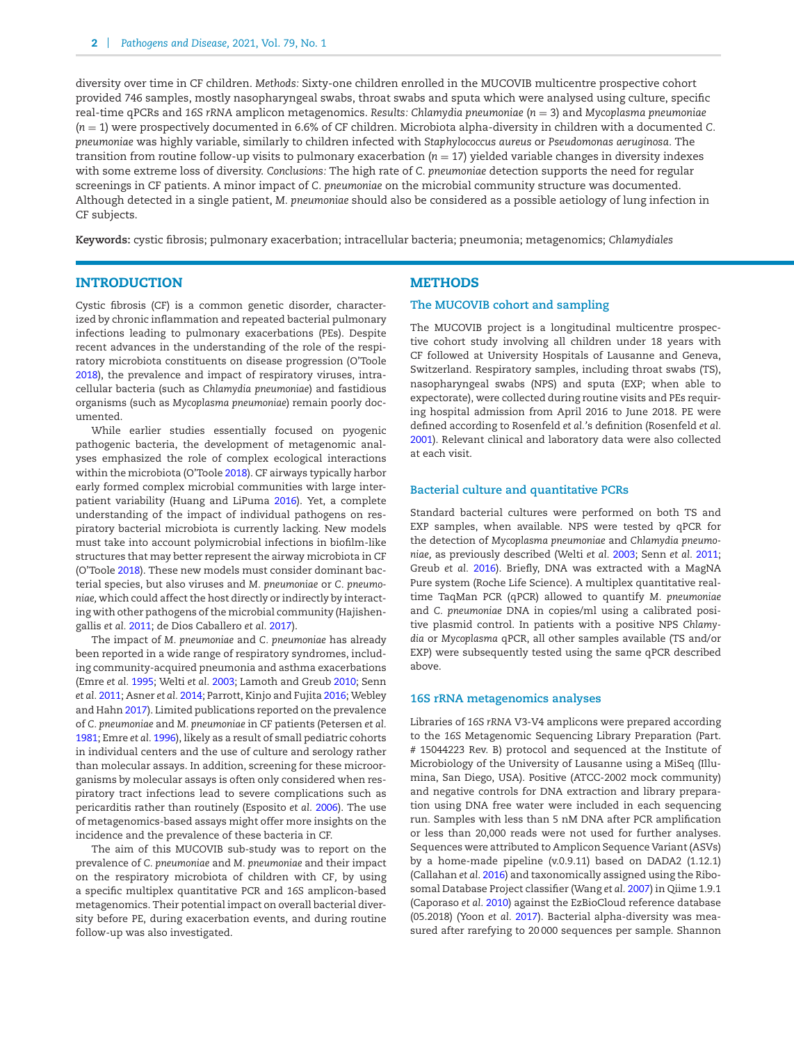diversity over time in CF children. *Methods:* Sixty-one children enrolled in the MUCOVIB multicentre prospective cohort provided 746 samples, mostly nasopharyngeal swabs, throat swabs and sputa which were analysed using culture, specific real-time qPCRs and *16S rRNA* amplicon metagenomics. *Results: Chlamydia pneumoniae* ($n = 3$) and *Mycoplasma pneumoniae* ($n = 1$) were prospectively documented in 6.6% of CF children. Microbiota alpha-diversity in children with a documented *C. pneumoniae* was highly variable, similar to children infected with *Staphylococcus aureus* or *Pseudomonas aeruginosa*. The transition from routine follow-up visits to pulmonary exacerbation ($n = 17$) yielded variable changes in diversity indexes with some extreme loss of diversity. *Conclusions:* The high rate of *C. pneumoniae* detection supports the need for regular screenings in CF patients. A minor impact of *C. pneumoniae* on the microbial community structure was documented. Although detected in a single patient, *M. pneumoniae* should also be considered as a possible aetiology of lung infection in CF subjects.

**Keywords:** cystic fibrosis; pulmonary exacerbation; intracellular bacteria; pneumonia; metagenomics; *Chlamydiales*

## INTRODUCTION

Cystic fibrosis (CF) is a common genetic disorder, characterized by chronic inflammation and repeated bacterial pulmonary infections leading to pulmonary exacerbations (PEs). Despite recent advances in the understanding of the role of the respiratory microbiota constituents on disease progression (O'Toole 2018), the prevalence and impact of respiratory viruses, intracellular bacteria (such as *Chlamydia pneumoniae*) and fastidious organisms (such as *Mycoplasma pneumoniae*) remain poorly documented.

While earlier studies essentially focused on pyogenic pathogenic bacteria, the development of metagenomic analyses emphasized the role of complex ecological interactions within the microbiota (O'Toole 2018). CF airways typically harbor early formed complex microbial communities with large interpatient variability (Huang and LiPuma 2016). Yet, a complete understanding of the impact of individual pathogens on respiratory bacterial microbiota is currently lacking. New models must take into account polymicrobial infections in biofilm-like structures that may better represent the airway microbiota in CF (O'Toole 2018). These new models must consider dominant bacterial species, but also viruses and *M. pneumoniae* or *C. pneumoniae*, which could affect the host directly or indirectly by interacting with other pathogens of the microbial community (Hajishengallis *et al.* 2011; de Dios Caballero *et al.* 2017).

The impact of *M. pneumoniae* and *C. pneumoniae* has already been reported in a wide range of respiratory syndromes, including community-acquired pneumonia and asthma exacerbations (Emre *et al.* 1995; Welti *et al.* 2003; Lamoth and Greub 2010; Senn *et al.* 2011; Asner *et al.* 2014; Parrott, Kinjo and Fujita 2016; Webley and Hahn 2017). Limited publications reported on the prevalence of *C. pneumoniae* and *M. pneumoniae* in CF patients (Petersen *et al.* 1981; Emre *et al.* 1996), likely as a result of small pediatric cohorts in individual centers and the use of culture and serology rather than molecular assays. In addition, screening for these microorganisms by molecular assays is often only considered when respiratory tract infections lead to severe complications such as pericarditis rather than routinely (Esposito *et al.* 2006). The use of metagenomics-based assays might offer more insights on the incidence and the prevalence of these bacteria in CF.

The aim of this MUCOVIB sub-study was to report on the prevalence of *C. pneumoniae* and *M. pneumoniae* and their impact on the respiratory microbiota of children with CF, by using a specific multiplex quantitative PCR and *16S* amplicon-based metagenomics. Their potential impact on overall bacterial diversity before PE, during exacerbation events, and during routine follow-up was also investigated.

## METHODS

### The MUCOVIB cohort and sampling

The MUCOVIB project is a longitudinal multicentre prospective cohort study involving all children under 18 years with CF followed at University Hospitals of Lausanne and Geneva, Switzerland. Respiratory samples, including throat swabs (TS), nasopharyngeal swabs (NPS) and sputa (EXP; when able to expectorate), were collected during routine visits and PEs requiring hospital admission from April 2016 to June 2018. PE were defined according to Rosenfeld *et al.*'s definition (Rosenfeld *et al.* 2001). Relevant clinical and laboratory data were also collected at each visit.

### Bacterial culture and quantitative PCRs

Standard bacterial cultures were performed on both TS and EXP samples, when available. NPS were tested by qPCR for the detection of *Mycoplasma pneumoniae* and *Chlamydia pneumoniae,* as previously described (Welti *et al.* 2003; Senn *et al.* 2011; Greub *et al.* 2016). Briefly, DNA was extracted with a MagNA Pure system (Roche Life Science). A multiplex quantitative real-time TaqMan PCR (qPCR) allowed to quantify *M. pneumoniae* and *C. pneumoniae* DNA in copies/ml using a calibrated positive plasmid control. In patients with a positive NPS *Chlamydia* or *Mycoplasma* qPCR, all other samples available (TS and/or EXP) were subsequently tested using the same qPCR described above.

### 16S rRNA metagenomics analyses

Libraries of *16S rRNA* V3-V4 amplicons were prepared according to the 16S Metagenomic Sequencing Library Preparation (Part. # 15044223 Rev. B) protocol and sequenced at the Institute of Microbiology of the University of Lausanne using a MiSeq (Illumina, San Diego, USA). Positive (ATCC-2002 mock community) and negative controls for DNA extraction and library preparation using DNA free water were included in each sequencing run. Samples with less than 5 nM DNA after PCR amplification or less than 20,000 reads were not used for further analyses. Sequences were attributed to Amplicon Sequence Variant (ASVs) by a home-made pipeline (v.0.9.11) based on DADA2 (1.12.1) (Callahan *et al.* 2016) and taxonomically assigned using the Ribosomal Database Project classifier (Wang *et al.* 2007) in Qiime 1.9.1 (Caporaso *et al.* 2010) against the EzBioCloud reference database (05.2018) (Yoon *et al.* 2017). Bacterial alpha-diversity was measured after rarefying to 20 000 sequences per sample. Shannon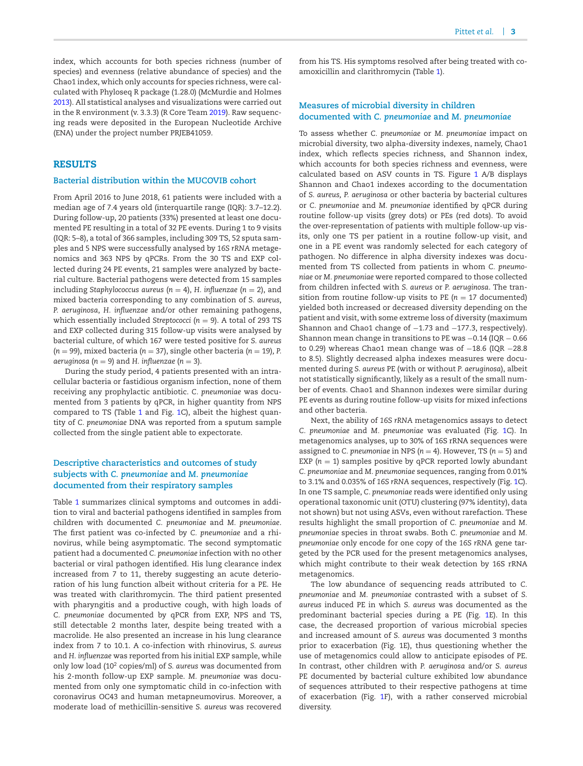index, which accounts for both species richness (number of species) and evenness (relative abundance of species) and the Chao1 index, which only accounts for species richness, were calculated with Phyloseq R package (1.28.0) (McMurdie and Holmes 2013). All statistical analyses and visualizations were carried out in the R environment (v. 3.3.3) (R Core Team 2019). Raw sequencing reads were deposited in the European Nucleotide Archive (ENA) under the project number PRJEB41059.

## RESULTS

### Bacterial distribution within the MUCOVIB cohort

From April 2016 to June 2018, 61 patients were included with a median age of 7.4 years old (interquartile range (IQR): 3.7–12.2). During follow-up, 20 patients (33%) presented at least one documented PE resulting in a total of 32 PE events. During 1 to 9 visits (IQR: 5–8), a total of 366 samples, including 309 TS, 52 sputa samples and 5 NPS were successfully analysed by *16S rRNA* metagenomics and 363 NPS by qPCRs. From the 30 TS and EXP collected during 24 PE events, 21 samples were analyzed by bacterial culture. Bacterial pathogens were detected from 15 samples including *Staphylococcus aureus* ($n = 4$), *H. influenzae* ($n = 2$), and mixed bacteria corresponding to any combination of *S. aureus*, *P. aeruginosa*, *H. influenzae* and/or other remaining pathogens, which essentially included *Streptococci* ($n = 9$). A total of 293 TS and EXP collected during 315 follow-up visits were analysed by bacterial culture, of which 167 were tested positive for *S. aureus* ($n = 99$), mixed bacteria ($n = 37$), single other bacteria ($n = 19$), *P. aeruginosa* ($n = 9$) and *H. influenzae* ($n = 3$).

During the study period, 4 patients presented with an intracellular bacteria or fastidious organism infection, none of them receiving any prophylactic antibiotic. *C. pneumoniae* was documented from 3 patients by qPCR, in higher quantity from NPS compared to TS (Table 1 and Fig. 1C), albeit the highest quantity of *C. pneumoniae* DNA was reported from a sputum sample collected from the single patient able to expectorate.

### Descriptive characteristics and outcomes of study subjects with *C. pneumoniae* and *M. pneumoniae* documented from their respiratory samples

Table 1 summarizes clinical symptoms and outcomes in addition to viral and bacterial pathogens identified in samples from children with documented *C. pneumoniae* and *M. pneumoniae*. The first patient was co-infected by *C. pneumoniae* and a rhinovirus, while being asymptomatic. The second symptomatic patient had a documented *C. pneumoniae* infection with no other bacterial or viral pathogen identified. His lung clearance index increased from 7 to 11, thereby suggesting an acute deterioration of his lung function albeit without criteria for a PE. He was treated with clarithromycin. The third patient presented with pharyngitis and a productive cough, with high loads of *C. pneumoniae* documented by qPCR from EXP, NPS and TS, still detectable 2 months later, despite being treated with a macrolide. He also presented an increase in his lung clearance index from 7 to 10.1. A co-infection with rhinovirus, *S. aureus* and *H. influenzae* was reported from his initial EXP sample, while only low load ($10^2$ copies/ml) of *S. aureus* was documented from his 2-month follow-up EXP sample. *M. pneumoniae* was documented from only one symptomatic child in co-infection with coronavirus OC43 and human metapneumovirus. Moreover, a moderate load of methicillin-sensitive *S. aureus* was recovered from his TS. His symptoms resolved after being treated with co-amoxicillin and clarithromycin (Table 1).

### Measures of microbial diversity in children documented with *C. pneumoniae* and *M. pneumoniae*

To assess whether *C. pneumoniae* or *M. pneumoniae* impact on microbial diversity, two alpha-diversity indexes, namely, Chao1 index, which reflects species richness, and Shannon index, which accounts for both species richness and evenness, were calculated based on ASV counts in TS. Figure 1 A/B displays Shannon and Chao1 indexes according to the documentation of *S. aureus, P. aeruginosa* or other bacteria by bacterial cultures or *C. pneumoniae* and *M. pneumoniae* identified by qPCR during routine follow-up visits (grey dots) or PEs (red dots). To avoid the over-representation of patients with multiple follow-up visits, only one TS per patient in a routine follow-up visit, and one in a PE event was randomly selected for each category of pathogen. No difference in alpha diversity indexes was documented from TS collected from patients in whom *C. pneumoniae* or *M. pneumoniae* were reported compared to those collected from children infected with *S. aureus* or *P. aeruginosa*. The transition from routine follow-up visits to PE ($n = 17$ documented) yielded both increased or decreased diversity depending on the patient and visit, with some extreme loss of diversity (maximum Shannon and Chao1 change of −1.73 and −177.3, respectively). Shannon mean change in transitions to PE was −0.14 (IQR − 0.66 to 0.29) whereas Chao1 mean change was of −18.6 (IQR −28.8 to 8.5). Slightly decreased alpha indexes measures were documented during *S. aureus* PE (with or without *P. aeruginosa*), albeit not statistically significantly, likely as a result of the small number of events. Chao1 and Shannon indexes were similar during PE events as during routine follow-up visits for mixed infections and other bacteria.

Next, the ability of *16S rRNA* metagenomics assays to detect *C. pneumoniae* and *M. pneumoniae* was evaluated (Fig. 1C). In metagenomics analyses, up to 30% of 16S rRNA sequences were assigned to *C. pneumoniae* in NPS ($n = 4$). However, TS ($n = 5$) and EXP ($n = 1$) samples positive by qPCR reported lowly abundant *C. pneumoniae* and *M. pneumoniae* sequences, ranging from 0.01% to 3.1% and 0.035% of *16S rRNA* sequences, respectively (Fig. 1C). In one TS sample, *C. pneumoniae* reads were identified only using operational taxonomic unit (OTU) clustering (97% identity), data not shown) but not using ASVs, even without rarefaction. These results highlight the small proportion of *C. pneumoniae* and *M. pneumoniae* species in throat swabs. Both *C. pneumoniae* and *M. pneumoniae* only encode for one copy of the *16S rRNA* gene targeted by the PCR used for the present metagenomics analyses, which might contribute to their weak detection by 16S rRNA metagenomics.

The low abundance of sequencing reads attributed to *C. pneumoniae* and *M. pneumoniae* contrasted with a subset of *S. aureus* induced PE in which *S. aureus* was documented as the predominant bacterial species during a PE (Fig. 1E). In this case, the decreased proportion of various microbial species and increased amount of *S. aureus* was documented 3 months prior to exacerbation (Fig. 1E), thus questioning whether the use of metagenomics could allow to anticipate episodes of PE. In contrast, other children with *P. aeruginosa* and/or *S. aureus* PE documented by bacterial culture exhibited low abundance of sequences attributed to their respective pathogens at time of exacerbation (Fig. 1F), with a rather conserved microbial diversity.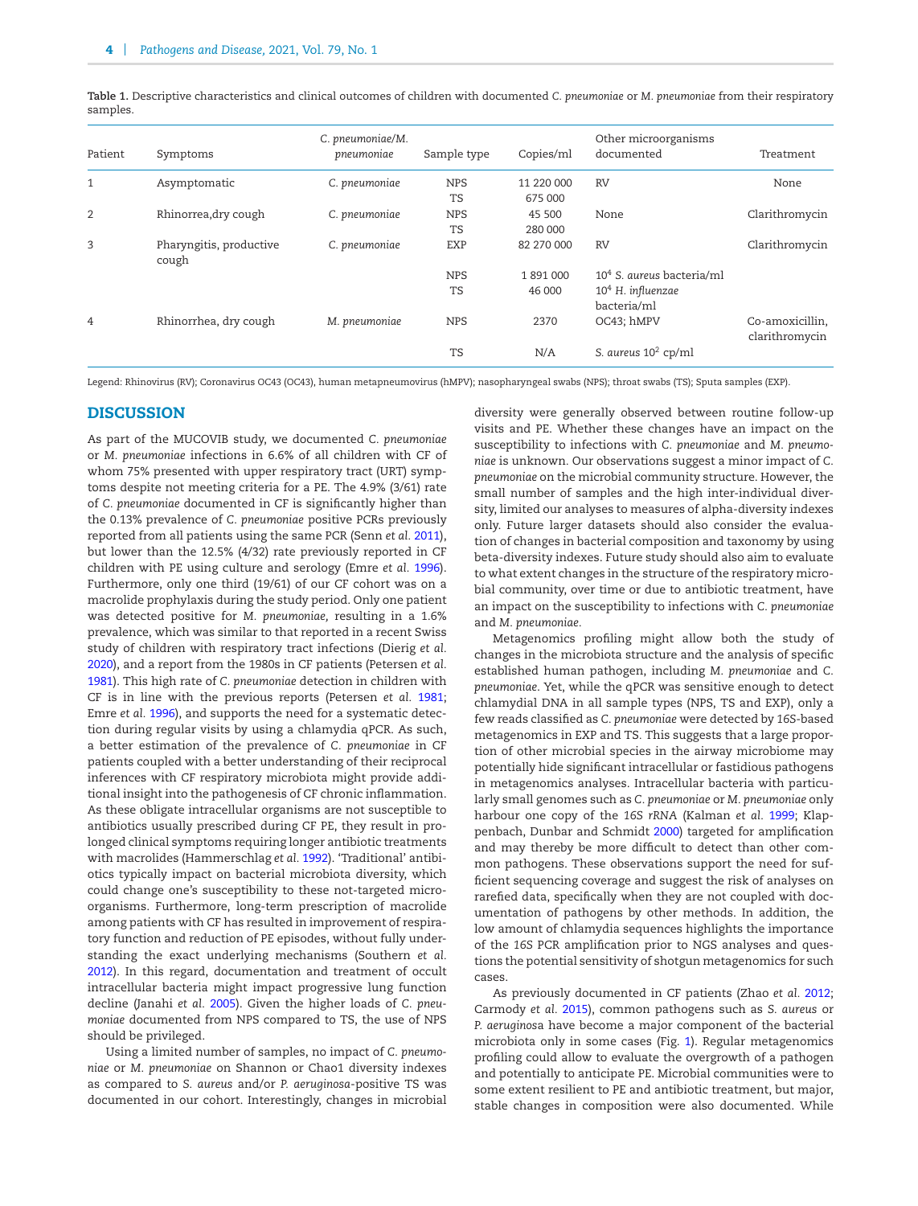**Table 1.** Descriptive characteristics and clinical outcomes of children with documented *C. pneumoniae* or *M. pneumoniae* from their respiratory samples.

| Patient | Symptoms | *C. pneumoniae*/*M. pneumoniae* | Sample type | Copies/ml | Other microorganisms documented | Treatment |
|---|---|---|---|---|---|---|
| 1 | Asymptomatic | *C. pneumoniae* | NPS | 11 220 000 | RV | None |
| | | | TS | 675 000 | | |
| 2 | Rhinorrea,dry cough | *C. pneumoniae* | NPS | 45 500 | None | Clarithromycin |
| | | | TS | 280 000 | | |
| 3 | Pharyngitis, productive cough | *C. pneumoniae* | EXP | 82 270 000 | RV | Clarithromycin |
| | | | NPS | 1 891 000 | $10^4$ *S. aureus* bacteria/ml | |
| | | | TS | 46 000 | $10^4$ *H. influenzae* bacteria/ml | |
| 4 | Rhinorrhea, dry cough | *M. pneumoniae* | NPS | 2370 | OC43; hMPV | Co-amoxicillin, clarithromycin |
| | | | TS | N/A | *S. aureus* $10^2$ cp/ml | |

Legend: Rhinovirus (RV); Coronavirus OC43 (OC43), human metapneumovirus (hMPV); nasopharyngeal swabs (NPS); throat swabs (TS); Sputa samples (EXP).

## DISCUSSION

As part of the MUCOVIB study, we documented *C. pneumoniae* or *M. pneumoniae* infections in 6.6% of all children with CF of whom 75% presented with upper respiratory tract (URT) symptoms despite not meeting criteria for a PE. The 4.9% (3/61) rate of *C. pneumoniae* documented in CF is significantly higher than the 0.13% prevalence of *C. pneumoniae* positive PCRs previously reported from all patients using the same PCR (Senn *et al.* 2011), but lower than the 12.5% (4/32) rate previously reported in CF children with PE using culture and serology (Emre *et al.* 1996). Furthermore, only one third (19/61) of our CF cohort was on a macrolide prophylaxis during the study period. Only one patient was detected positive for *M. pneumoniae,* resulting in a 1.6% prevalence, which was similar to that reported in a recent Swiss study of children with respiratory tract infections (Dierig *et al.* 2020), and a report from the 1980s in CF patients (Petersen *et al.* 1981). This high rate of *C. pneumoniae* detection in children with CF is in line with the previous reports (Petersen *et al.* 1981; Emre *et al.* 1996), and supports the need for a systematic detection during regular visits by using a chlamydia qPCR. As such, a better estimation of the prevalence of *C. pneumoniae* in CF patients coupled with a better understanding of their reciprocal inferences with CF respiratory microbiota might provide additional insight into the pathogenesis of CF chronic inflammation. As these obligate intracellular organisms are not susceptible to antibiotics usually prescribed during CF PE, they result in prolonged clinical symptoms requiring longer antibiotic treatments with macrolides (Hammerschlag *et al.* 1992). 'Traditional' antibiotics typically impact on bacterial microbiota diversity, which could change one's susceptibility to these not-targeted microorganisms. Furthermore, long-term prescription of macrolide among patients with CF has resulted in improvement of respiratory function and reduction of PE episodes, without fully understanding the exact underlying mechanisms (Southern *et al.* 2012). In this regard, documentation and treatment of occult intracellular bacteria might impact progressive lung function decline (Janahi *et al.* 2005). Given the higher loads of *C. pneumoniae* documented from NPS compared to TS, the use of NPS should be privileged.

Using a limited number of samples, no impact of *C. pneumoniae* or *M. pneumoniae* on Shannon or Chao1 diversity indexes as compared to *S. aureus* and/or *P. aeruginosa*-positive TS was documented in our cohort. Interestingly, changes in microbial diversity were generally observed between routine follow-up visits and PE. Whether these changes have an impact on the susceptibility to infections with *C. pneumoniae* and *M. pneumoniae* is unknown. Our observations suggest a minor impact of *C. pneumoniae* on the microbial community structure. However, the small number of samples and the high inter-individual diversity, limited our analyses to measures of alpha-diversity indexes only. Future larger datasets should also consider the evaluation of changes in bacterial composition and taxonomy by using beta-diversity indexes. Future study should also aim to evaluate to what extent changes in the structure of the respiratory microbial community, over time or due to antibiotic treatment, have an impact on the susceptibility to infections with *C. pneumoniae* and *M. pneumoniae*.

Metagenomics profiling might allow both the study of changes in the microbiota structure and the analysis of specific established human pathogen, including *M. pneumoniae* and *C. pneumoniae*. Yet, while the qPCR was sensitive enough to detect chlamydial DNA in all sample types (NPS, TS and EXP), only a few reads classified as *C. pneumoniae* were detected by 16S-based metagenomics in EXP and TS. This suggests that a large proportion of other microbial species in the airway microbiome may potentially hide significant intracellular or fastidious pathogens in metagenomics analyses. Intracellular bacteria with particularly small genomes such as *C. pneumoniae* or *M. pneumoniae* only harbour one copy of the *16S rRNA* (Kalman *et al.* 1999; Klappenbach, Dunbar and Schmidt 2000) targeted for amplification and may thereby be more difficult to detect than other common pathogens. These observations support the need for sufficient sequencing coverage and suggest the risk of analyses on rarefied data, specifically when they are not coupled with documentation of pathogens by other methods. In addition, the low amount of chlamydia sequences highlights the importance of the *16S* PCR amplification prior to NGS analyses and questions the potential sensitivity of shotgun metagenomics for such cases.

As previously documented in CF patients (Zhao *et al.* 2012; Carmody *et al.* 2015), common pathogens such as *S. aureus* or *P. aeruginosa* have become a major component of the bacterial microbiota only in some cases (Fig. 1). Regular metagenomics profiling could allow to evaluate the overgrowth of a pathogen and potentially to anticipate PE. Microbial communities were to some extent resilient to PE and antibiotic treatment, but major, stable changes in composition were also documented. While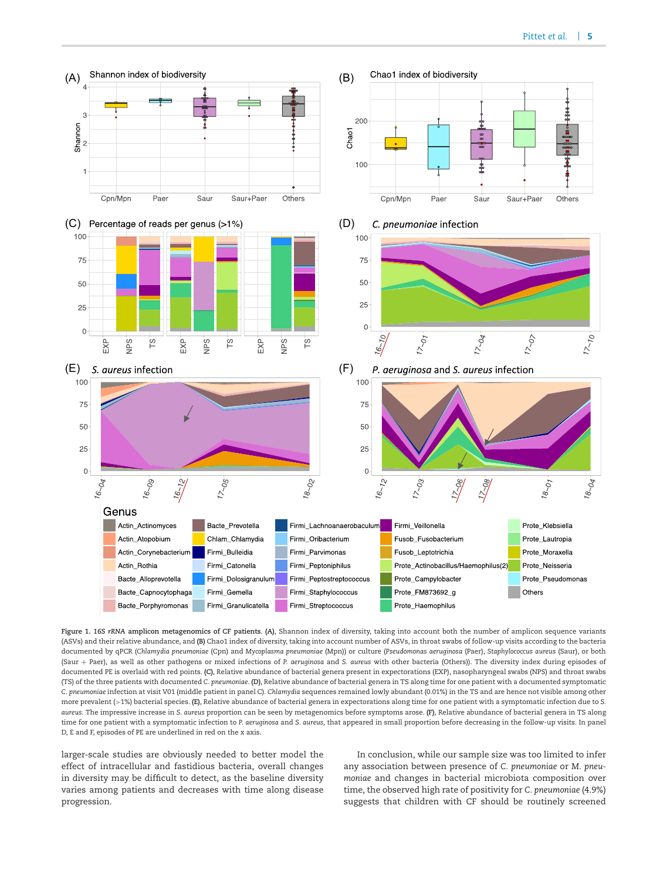**Figure 1. 16S rRNA amplicon metagenomics of CF patients. (A)**, Shannon index of diversity, taking into account both the number of amplicon sequence variants (ASVs) and their relative abundance, and **(B)** Chao1 index of diversity, taking into account number of ASVs, in throat swabs of follow-up visits according to the bacteria documented by qPCR (*Chlamydia pneumoniae* (Cpn) and *Mycoplasma pneumoniae* (Mpn)) or culture (*Pseudomonas aeruginosa* (Paer), *Staphylococcus aureus* (Saur), or both (Saur + Paer), as well as other pathogens or mixed infections of *P. aeruginosa* and *S. aureus* with other bacteria (Others)). The diversity index during episodes of documented PE is overlaid with red points. **(C)**, Relative abundance of bacterial genera present in expectorations (EXP), nasopharyngeal swabs (NPS) and throat swabs (TS) of the three patients with documented *C. pneumoniae*. **(D)**, Relative abundance of bacterial genera in TS along time for one patient with a documented symptomatic *C. pneumoniae* infection at visit V01 (middle patient in panel C). *Chlamydia* sequences remained lowly abundant (0.01%) in the TS and are hence not visible among other more prevalent (>1%) bacterial species. **(E)**, Relative abundance of bacterial genera in expectorations along time for one patient with a symptomatic infection due to *S. aureus*. The impressive increase in *S. aureus* proportion can be seen by metagenomics before symptoms arose. **(F)**, Relative abundance of bacterial genera in TS along time for one patient with a symptomatic infection to *P. aeruginosa* and *S. aureus*, that appeared in small proportion before decreasing in the follow-up visits. In panel D, E and F, episodes of PE are underlined in red on the x axis.

larger-scale studies are obviously needed to better model the effect of intracellular and fastidious bacteria, overall changes in diversity may be difficult to detect, as the baseline diversity varies among patients and decreases with time along disease progression.

In conclusion, while our sample size was too limited to infer any association between presence of *C. pneumoniae* or *M. pneumoniae* and changes in bacterial microbiota composition over time, the observed high rate of positivity for *C. pneumoniae* (4.9%) suggests that children with CF should be routinely screened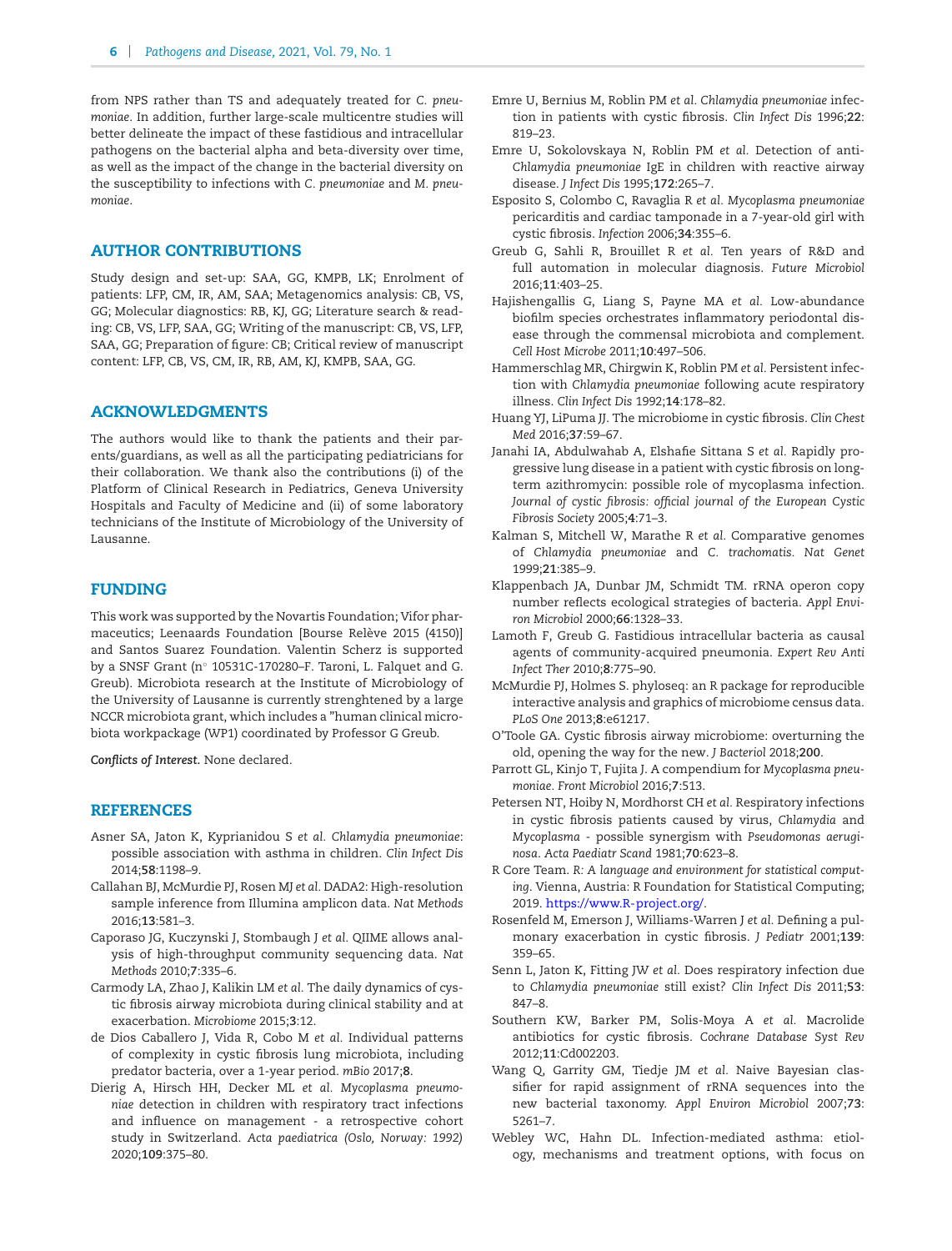from NPS rather than TS and adequately treated for *C. pneumoniae*. In addition, further large-scale multicentre studies will better delineate the impact of these fastidious and intracellular pathogens on the bacterial alpha and beta-diversity over time, as well as the impact of the change in the bacterial diversity on the susceptibility to infections with *C. pneumoniae* and *M. pneumoniae*.

## AUTHOR CONTRIBUTIONS

Study design and set-up: SAA, GG, KMPB, LK; Enrolment of patients: LFP, CM, IR, AM, SAA; Metagenomics analysis: CB, VS, GG; Molecular diagnostics: RB, KJ, GG; Literature search & reading: CB, VS, LFP, SAA, GG; Writing of the manuscript: CB, VS, LFP, SAA, GG; Preparation of figure: CB; Critical review of manuscript content: LFP, CB, VS, CM, IR, RB, AM, KJ, KMPB, SAA, GG.

## ACKNOWLEDGMENTS

The authors would like to thank the patients and their parents/guardians, as well as all the participating pediatricians for their collaboration. We thank also the contributions (i) of the Platform of Clinical Research in Pediatrics, Geneva University Hospitals and Faculty of Medicine and (ii) of some laboratory technicians of the Institute of Microbiology of the University of Lausanne.

## FUNDING

This work was supported by the Novartis Foundation; Vifor pharmaceuticals; Leenaards Foundation [Bourse Relève 2015 (4150)] and Santos Suarez Foundation. Valentin Scherz is supported by a SNSF Grant (n° 10531C-170280–F. Taroni, L. Falquet and G. Greub). Microbiota research at the Institute of Microbiology of the University of Lausanne is currently strenghtened by a large NCCR microbiota grant, which includes a "human clinical microbiota workpackage (WP1) coordinated by Professor G Greub.

***Conflicts of Interest.*** None declared.

## REFERENCES

Asner SA, Jaton K, Kyprianidou S *et al. Chlamydia pneumoniae*: possible association with asthma in children. *Clin Infect Dis* 2014;**58**:1198–9.

Callahan BJ, McMurdie PJ, Rosen MJ *et al.* DADA2: High-resolution sample inference from Illumina amplicon data. *Nat Methods* 2016;**13**:581–3.

Caporaso JG, Kuczynski J, Stombaugh J *et al.* QIIME allows analysis of high-throughput community sequencing data. *Nat Methods* 2010;**7**:335–6.

Carmody LA, Zhao J, Kalikin LM *et al.* The daily dynamics of cystic fibrosis airway microbiota during clinical stability and at exacerbation. *Microbiome* 2015;**3**:12.

de Dios Caballero J, Vida R, Cobo M *et al.* Individual patterns of complexity in cystic fibrosis lung microbiota, including predator bacteria, over a 1-year period. *mBio* 2017;**8**.

Dierig A, Hirsch HH, Decker ML *et al. Mycoplasma pneumoniae* detection in children with respiratory tract infections and influence on management - a retrospective cohort study in Switzerland. *Acta paediatrica (Oslo, Norway: 1992)* 2020;**109**:375–80.

Emre U, Bernius M, Roblin PM *et al. Chlamydia pneumoniae* infection in patients with cystic fibrosis. *Clin Infect Dis* 1996;**22**: 819–23.

Emre U, Sokolovskaya N, Roblin PM *et al.* Detection of anti-*Chlamydia pneumoniae* IgE in children with reactive airway disease. *J Infect Dis* 1995;**172**:265–7.

Esposito S, Colombo C, Ravaglia R *et al. Mycoplasma pneumoniae* pericarditis and cardiac tamponade in a 7-year-old girl with cystic fibrosis. *Infection* 2006;**34**:355–6.

Greub G, Sahli R, Brouillet R *et al.* Ten years of R&D and full automation in molecular diagnosis. *Future Microbiol* 2016;**11**:403–25.

Hajishengallis G, Liang S, Payne MA *et al.* Low-abundance biofilm species orchestrates inflammatory periodontal disease through the commensal microbiota and complement. *Cell Host Microbe* 2011;**10**:497–506.

Hammerschlag MR, Chirgwin K, Roblin PM *et al.* Persistent infection with *Chlamydia pneumoniae* following acute respiratory illness. *Clin Infect Dis* 1992;**14**:178–82.

Huang YJ, LiPuma JJ. The microbiome in cystic fibrosis. *Clin Chest Med* 2016;**37**:59–67.

Janahi IA, Abdulwahab A, Elshafie Sittana S *et al.* Rapidly progressive lung disease in a patient with cystic fibrosis on long-term azithromycin: possible role of mycoplasma infection. *Journal of cystic fibrosis: official journal of the European Cystic Fibrosis Society* 2005;**4**:71–3.

Kalman S, Mitchell W, Marathe R *et al.* Comparative genomes of *Chlamydia pneumoniae* and *C. trachomatis*. *Nat Genet* 1999;**21**:385–9.

Klappenbach JA, Dunbar JM, Schmidt TM. rRNA operon copy number reflects ecological strategies of bacteria. *Appl Environ Microbiol* 2000;**66**:1328–33.

Lamoth F, Greub G. Fastidious intracellular bacteria as causal agents of community-acquired pneumonia. *Expert Rev Anti Infect Ther* 2010;**8**:775–90.

McMurdie PJ, Holmes S. phyloseq: an R package for reproducible interactive analysis and graphics of microbiome census data. *PLoS One* 2013;**8**:e61217.

O'Toole GA. Cystic fibrosis airway microbiome: overturning the old, opening the way for the new. *J Bacteriol* 2018;**200**.

Parrott GL, Kinjo T, Fujita J. A compendium for *Mycoplasma pneumoniae*. *Front Microbiol* 2016;**7**:513.

Petersen NT, Hoiby N, Mordhorst CH *et al.* Respiratory infections in cystic fibrosis patients caused by virus, *Chlamydia* and *Mycoplasma* - possible synergism with *Pseudomonas aeruginosa*. *Acta Paediatr Scand* 1981;**70**:623–8.

R Core Team. *R: A language and environment for statistical computing*. Vienna, Austria: R Foundation for Statistical Computing; 2019. https://www.R-project.org/.

Rosenfeld M, Emerson J, Williams-Warren J *et al.* Defining a pulmonary exacerbation in cystic fibrosis. *J Pediatr* 2001;**139**: 359–65.

Senn L, Jaton K, Fitting JW *et al.* Does respiratory infection due to *Chlamydia pneumoniae* still exist? *Clin Infect Dis* 2011;**53**: 847–8.

Southern KW, Barker PM, Solis-Moya A *et al.* Macrolide antibiotics for cystic fibrosis. *Cochrane Database Syst Rev* 2012;**11**:Cd002203.

Wang Q, Garrity GM, Tiedje JM *et al.* Naive Bayesian classifier for rapid assignment of rRNA sequences into the new bacterial taxonomy. *Appl Environ Microbiol* 2007;**73**: 5261–7.

Webley WC, Hahn DL. Infection-mediated asthma: etiology, mechanisms and treatment options, with focus on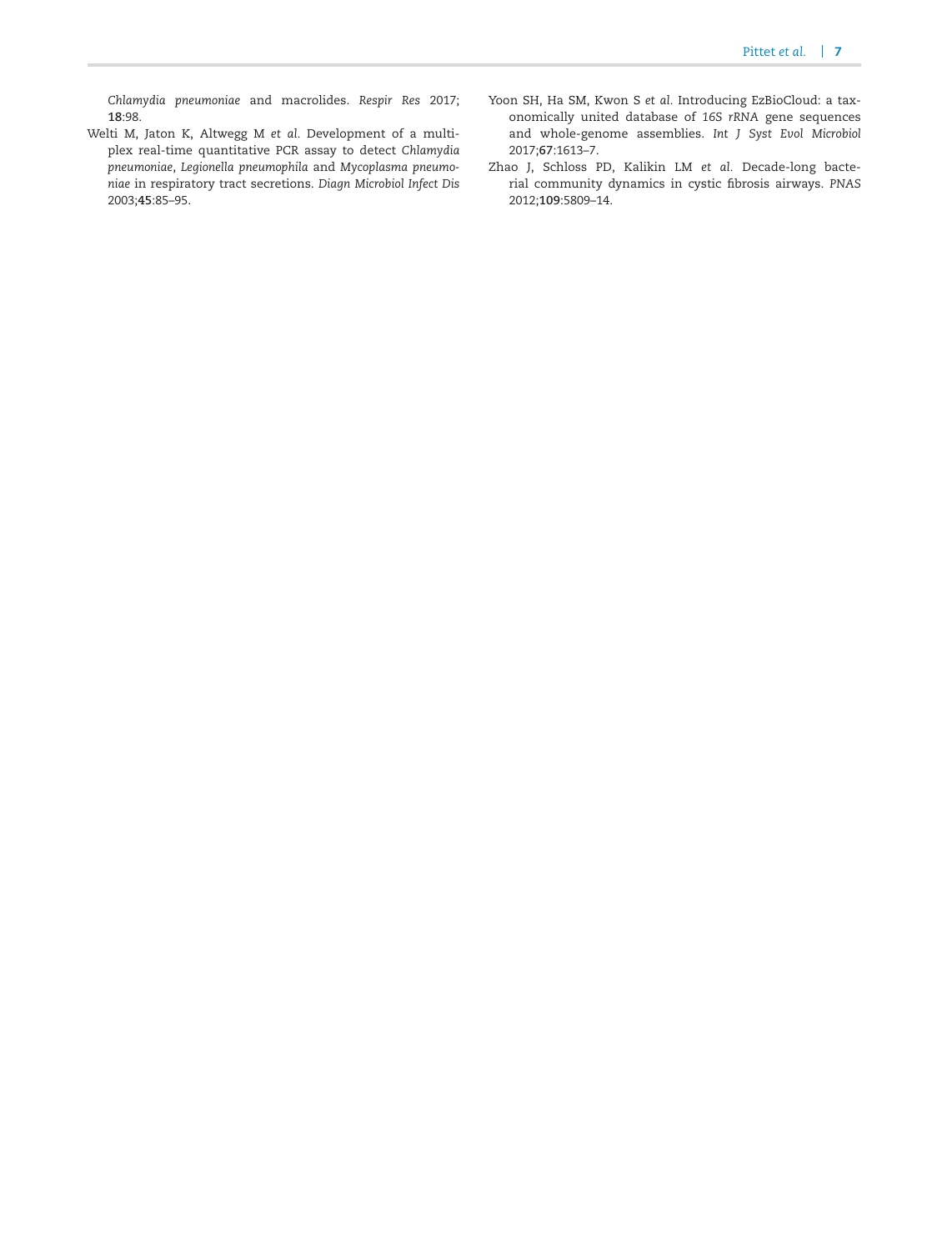*Chlamydia pneumoniae* and macrolides. *Respir Res* 2017; **18**:98.

Welti M, Jaton K, Altwegg M *et al.* Development of a multiplex real-time quantitative PCR assay to detect *Chlamydia pneumoniae*, *Legionella pneumophila* and *Mycoplasma pneumoniae* in respiratory tract secretions. *Diagn Microbiol Infect Dis* 2003;**45**:85–95.

Yoon SH, Ha SM, Kwon S *et al.* Introducing EzBioCloud: a taxonomically united database of *16S rRNA* gene sequences and whole-genome assemblies. *Int J Syst Evol Microbiol* 2017;**67**:1613–7.

Zhao J, Schloss PD, Kalikin LM *et al.* Decade-long bacterial community dynamics in cystic fibrosis airways. *PNAS* 2012;**109**:5809–14.